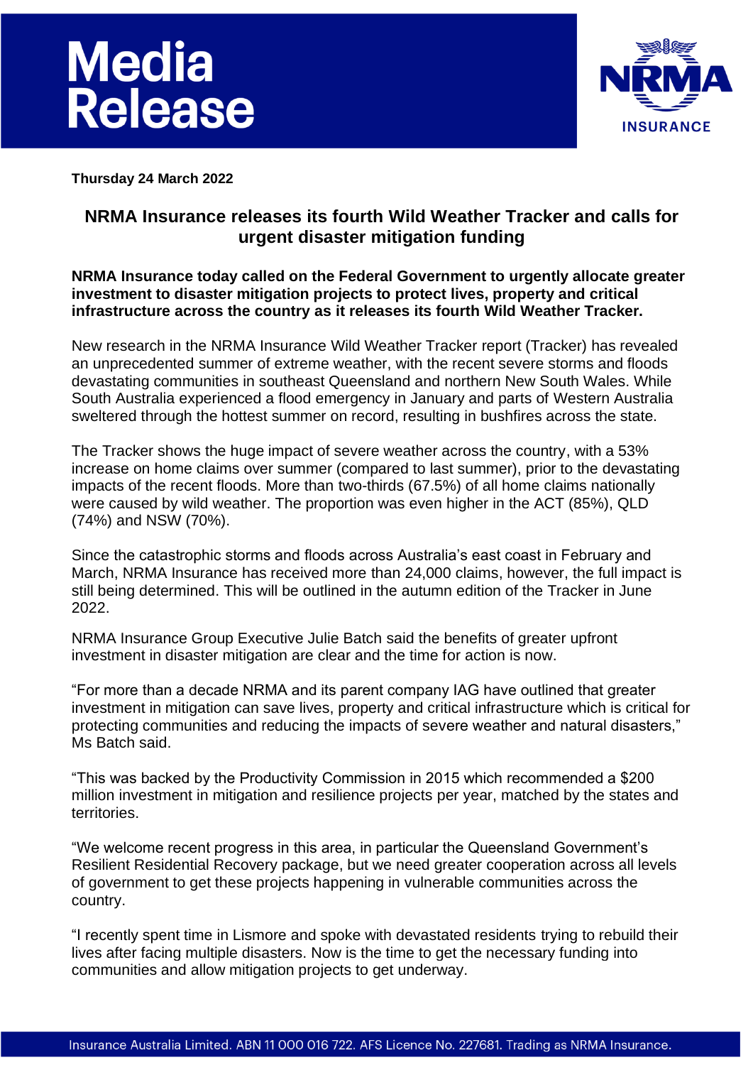# Media Release

**Thursday 24 March 2022**

## NRMA Insurance releases its fourth Wild Weather Tracker and calls for urgent disaster mitigation funding

**NRMA Insurance today called on the Federal Government to urgently allocate greater investment to disaster mitigation projects to protect lives, property and critical infrastructure across the country as it releases its fourth Wild Weather Tracker.**

New research in the NRMA Insurance Wild Weather Tracker report (Tracker) has revealed an unprecedented summer of extreme weather, with the recent severe storms and floods devastating communities in southeast Queensland and northern New South Wales. While South Australia experienced a flood emergency in January and parts of Western Australia sweltered through the hottest summer on record, resulting in bushfires across the state.

The Tracker shows the huge impact of severe weather across the country, with a 53% increase on home claims over summer (compared to last summer), prior to the devastating impacts of the recent floods. More than two-thirds (67.5%) of all home claims nationally were caused by wild weather. The proportion was even higher in the ACT (85%), QLD (74%) and NSW (70%).

Since the catastrophic storms and floods across Australia's east coast in February and March, NRMA Insurance has received more than 24,000 claims, however, the full impact is still being determined. This will be outlined in the autumn edition of the Tracker in June 2022.

NRMA Insurance Group Executive Julie Batch said the benefits of greater upfront investment in disaster mitigation are clear and the time for action is now.

"For more than a decade NRMA and its parent company IAG have outlined that greater investment in mitigation can save lives, property and critical infrastructure which is critical for protecting communities and reducing the impacts of severe weather and natural disasters," Ms Batch said.

"This was backed by the Productivity Commission in 2015 which recommended a $200 million investment in mitigation and resilience projects per year, matched by the states and territories.

"We welcome recent progress in this area, in particular the Queensland Government's Resilient Residential Recovery package, but we need greater cooperation across all levels of government to get these projects happening in vulnerable communities across the country.

"I recently spent time in Lismore and spoke with devastated residents trying to rebuild their lives after facing multiple disasters. Now is the time to get the necessary funding into communities and allow mitigation projects to get underway.

Insurance Australia Limited. ABN 11 000 016 722. AFS Licence No. 227681. Trading as NRMA Insurance.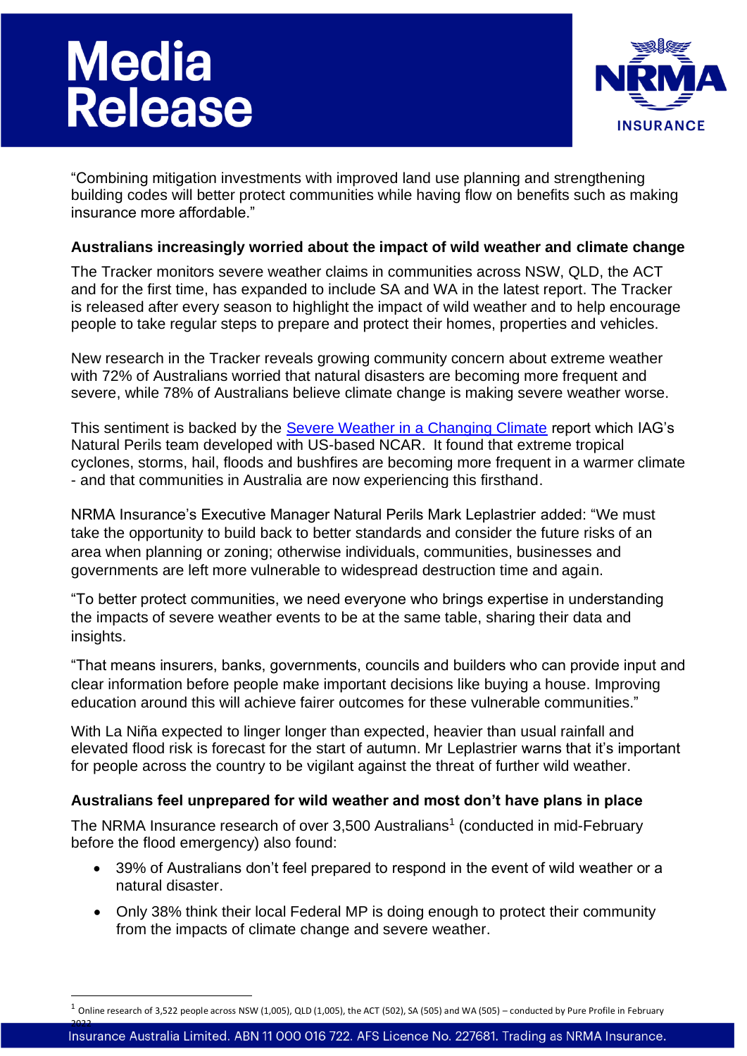"Combining mitigation investments with improved land use planning and strengthening building codes will better protect communities while having flow on benefits such as making insurance more affordable."

**Australians increasingly worried about the impact of wild weather and climate change**

The Tracker monitors severe weather claims in communities across NSW, QLD, the ACT and for the first time, has expanded to include SA and WA in the latest report. The Tracker is released after every season to highlight the impact of wild weather and to help encourage people to take regular steps to prepare and protect their homes, properties and vehicles.

New research in the Tracker reveals growing community concern about extreme weather with 72% of Australians worried that natural disasters are becoming more frequent and severe, while 78% of Australians believe climate change is making severe weather worse.

This sentiment is backed by the Severe Weather in a Changing Climate report which IAG's Natural Perils team developed with US-based NCAR. It found that extreme tropical cyclones, storms, hail, floods and bushfires are becoming more frequent in a warmer climate - and that communities in Australia are now experiencing this firsthand.

NRMA Insurance's Executive Manager Natural Perils Mark Leplastrier added: "We must take the opportunity to build back to better standards and consider the future risks of an area when planning or zoning; otherwise individuals, communities, businesses and governments are left more vulnerable to widespread destruction time and again.

"To better protect communities, we need everyone who brings expertise in understanding the impacts of severe weather events to be at the same table, sharing their data and insights.

"That means insurers, banks, governments, councils and builders who can provide input and clear information before people make important decisions like buying a house. Improving education around this will achieve fairer outcomes for these vulnerable communities."

With La Niña expected to linger longer than expected, heavier than usual rainfall and elevated flood risk is forecast for the start of autumn. Mr Leplastrier warns that it's important for people across the country to be vigilant against the threat of further wild weather.

**Australians feel unprepared for wild weather and most don't have plans in place**

The NRMA Insurance research of over 3,500 Australians[1] (conducted in mid-February before the flood emergency) also found:

- 39% of Australians don't feel prepared to respond in the event of wild weather or a natural disaster.
- Only 38% think their local Federal MP is doing enough to protect their community from the impacts of climate change and severe weather.

[1] Online research of 3,522 people across NSW (1,005), QLD (1,005), the ACT (502), SA (505) and WA (505) – conducted by Pure Profile in February 2022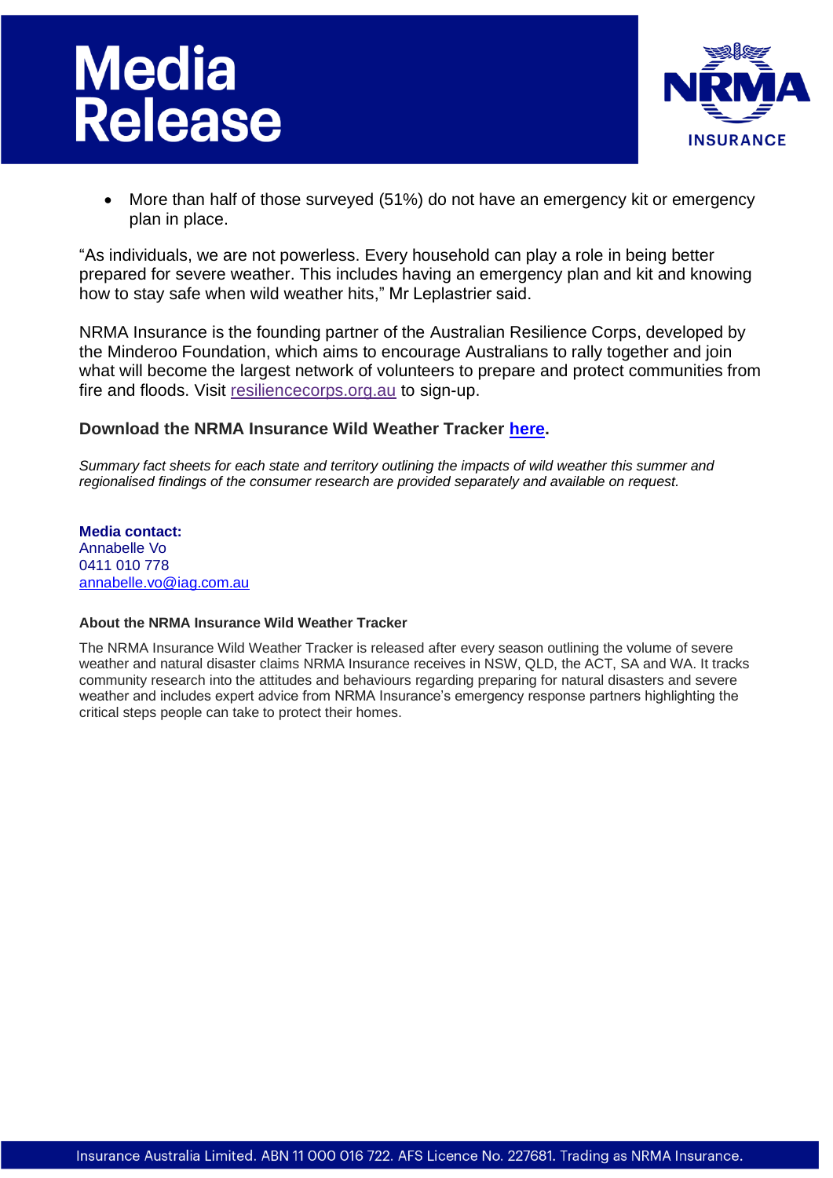- More than half of those surveyed (51%) do not have an emergency kit or emergency plan in place.

"As individuals, we are not powerless. Every household can play a role in being better prepared for severe weather. This includes having an emergency plan and kit and knowing how to stay safe when wild weather hits," Mr Leplastrier said.

NRMA Insurance is the founding partner of the Australian Resilience Corps, developed by the Minderoo Foundation, which aims to encourage Australians to rally together and join what will become the largest network of volunteers to prepare and protect communities from fire and floods. Visit resiliencecorps.org.au to sign-up.

**Download the NRMA Insurance Wild Weather Tracker here.**

*Summary fact sheets for each state and territory outlining the impacts of wild weather this summer and regionalised findings of the consumer research are provided separately and available on request.*

**Media contact:**
Annabelle Vo
0411 010 778
annabelle.vo@iag.com.au

**About the NRMA Insurance Wild Weather Tracker**

The NRMA Insurance Wild Weather Tracker is released after every season outlining the volume of severe weather and natural disaster claims NRMA Insurance receives in NSW, QLD, the ACT, SA and WA. It tracks community research into the attitudes and behaviours regarding preparing for natural disasters and severe weather and includes expert advice from NRMA Insurance's emergency response partners highlighting the critical steps people can take to protect their homes.